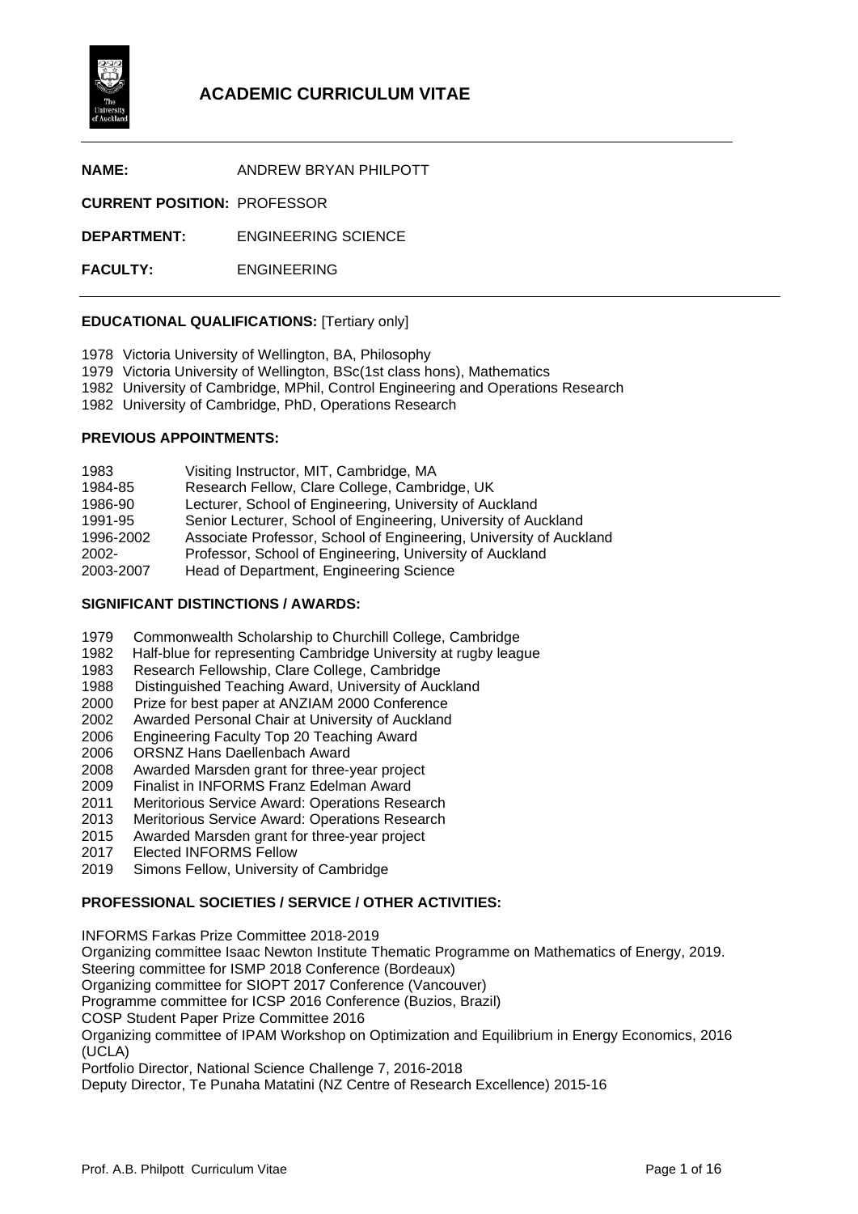# ACADEMIC CURRICULUM VITAE

**NAME:** ANDREW BRYAN PHILPOTT

**CURRENT POSITION:** PROFESSOR

**DEPARTMENT:** ENGINEERING SCIENCE

**FACULTY:** ENGINEERING

## EDUCATIONAL QUALIFICATIONS: [Tertiary only]

1978 Victoria University of Wellington, BA, Philosophy
1979 Victoria University of Wellington, BSc(1st class hons), Mathematics
1982 University of Cambridge, MPhil, Control Engineering and Operations Research
1982 University of Cambridge, PhD, Operations Research

## PREVIOUS APPOINTMENTS:

| | |
|---|---|
| 1983 | Visiting Instructor, MIT, Cambridge, MA |
| 1984-85 | Research Fellow, Clare College, Cambridge, UK |
| 1986-90 | Lecturer, School of Engineering, University of Auckland |
| 1991-95 | Senior Lecturer, School of Engineering, University of Auckland |
| 1996-2002 | Associate Professor, School of Engineering, University of Auckland |
| 2002- | Professor, School of Engineering, University of Auckland |
| 2003-2007 | Head of Department, Engineering Science |

## SIGNIFICANT DISTINCTIONS / AWARDS:

1979 Commonwealth Scholarship to Churchill College, Cambridge
1982 Half-blue for representing Cambridge University at rugby league
1983 Research Fellowship, Clare College, Cambridge
1988 Distinguished Teaching Award, University of Auckland
2000 Prize for best paper at ANZIAM 2000 Conference
2002 Awarded Personal Chair at University of Auckland
2006 Engineering Faculty Top 20 Teaching Award
2006 ORSNZ Hans Daellenbach Award
2008 Awarded Marsden grant for three-year project
2009 Finalist in INFORMS Franz Edelman Award
2011 Meritorious Service Award: Operations Research
2013 Meritorious Service Award: Operations Research
2015 Awarded Marsden grant for three-year project
2017 Elected INFORMS Fellow
2019 Simons Fellow, University of Cambridge

## PROFESSIONAL SOCIETIES / SERVICE / OTHER ACTIVITIES:

INFORMS Farkas Prize Committee 2018-2019
Organizing committee Isaac Newton Institute Thematic Programme on Mathematics of Energy, 2019.
Steering committee for ISMP 2018 Conference (Bordeaux)
Organizing committee for SIOPT 2017 Conference (Vancouver)
Programme committee for ICSP 2016 Conference (Buzios, Brazil)
COSP Student Paper Prize Committee 2016
Organizing committee of IPAM Workshop on Optimization and Equilibrium in Energy Economics, 2016 (UCLA)
Portfolio Director, National Science Challenge 7, 2016-2018
Deputy Director, Te Punaha Matatini (NZ Centre of Research Excellence) 2015-16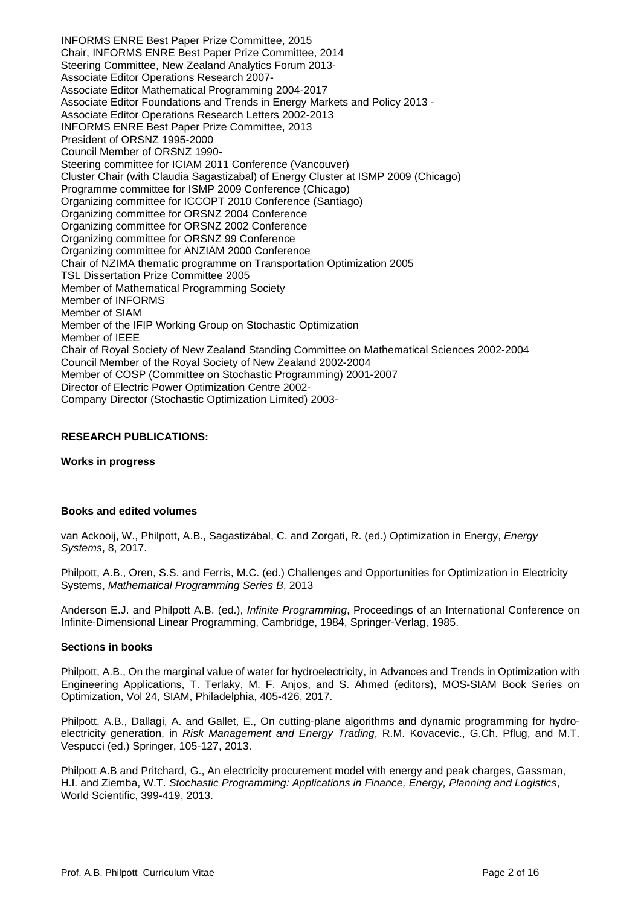INFORMS ENRE Best Paper Prize Committee, 2015
Chair, INFORMS ENRE Best Paper Prize Committee, 2014
Steering Committee, New Zealand Analytics Forum 2013-
Associate Editor Operations Research 2007-
Associate Editor Mathematical Programming 2004-2017
Associate Editor Foundations and Trends in Energy Markets and Policy 2013 -
Associate Editor Operations Research Letters 2002-2013
INFORMS ENRE Best Paper Prize Committee, 2013
President of ORSNZ 1995-2000
Council Member of ORSNZ 1990-
Steering committee for ICIAM 2011 Conference (Vancouver)
Cluster Chair (with Claudia Sagastizabal) of Energy Cluster at ISMP 2009 (Chicago)
Programme committee for ISMP 2009 Conference (Chicago)
Organizing committee for ICCOPT 2010 Conference (Santiago)
Organizing committee for ORSNZ 2004 Conference
Organizing committee for ORSNZ 2002 Conference
Organizing committee for ORSNZ 99 Conference
Organizing committee for ANZIAM 2000 Conference
Chair of NZIMA thematic programme on Transportation Optimization 2005
TSL Dissertation Prize Committee 2005
Member of Mathematical Programming Society
Member of INFORMS
Member of SIAM
Member of the IFIP Working Group on Stochastic Optimization
Member of IEEE
Chair of Royal Society of New Zealand Standing Committee on Mathematical Sciences 2002-2004
Council Member of the Royal Society of New Zealand 2002-2004
Member of COSP (Committee on Stochastic Programming) 2001-2007
Director of Electric Power Optimization Centre 2002-
Company Director (Stochastic Optimization Limited) 2003-

## RESEARCH PUBLICATIONS:

### Works in progress

### Books and edited volumes

van Ackooij, W., Philpott, A.B., Sagastizábal, C. and Zorgati, R. (ed.) Optimization in Energy, *Energy Systems*, 8, 2017.

Philpott, A.B., Oren, S.S. and Ferris, M.C. (ed.) Challenges and Opportunities for Optimization in Electricity Systems, *Mathematical Programming Series B*, 2013

Anderson E.J. and Philpott A.B. (ed.), *Infinite Programming*, Proceedings of an International Conference on Infinite-Dimensional Linear Programming, Cambridge, 1984, Springer-Verlag, 1985.

### Sections in books

Philpott, A.B., On the marginal value of water for hydroelectricity, in Advances and Trends in Optimization with Engineering Applications, T. Terlaky, M. F. Anjos, and S. Ahmed (editors), MOS-SIAM Book Series on Optimization, Vol 24, SIAM, Philadelphia, 405-426, 2017.

Philpott, A.B., Dallagi, A. and Gallet, E., On cutting-plane algorithms and dynamic programming for hydro-electricity generation, in *Risk Management and Energy Trading*, R.M. Kovacevic., G.Ch. Pflug, and M.T. Vespucci (ed.) Springer, 105-127, 2013.

Philpott A.B and Pritchard, G., An electricity procurement model with energy and peak charges, Gassman, H.I. and Ziemba, W.T. *Stochastic Programming: Applications in Finance, Energy, Planning and Logistics*, World Scientific, 399-419, 2013.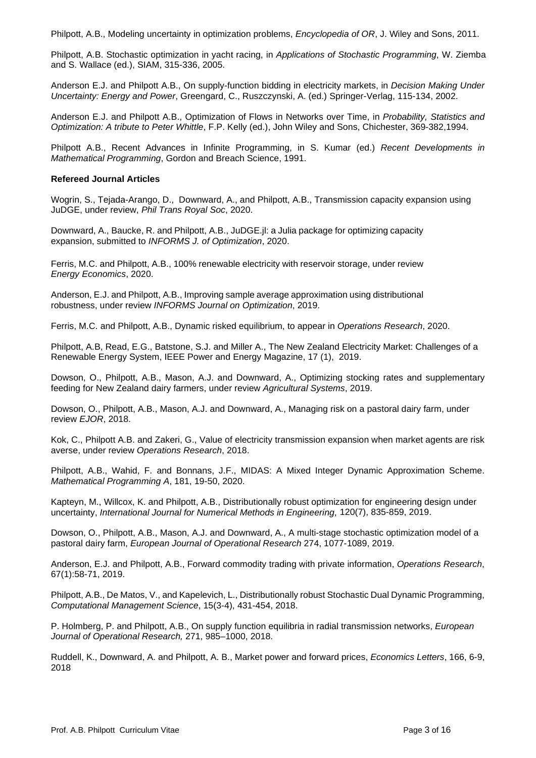Philpott, A.B., Modeling uncertainty in optimization problems, *Encyclopedia of OR*, J. Wiley and Sons, 2011.

Philpott, A.B. Stochastic optimization in yacht racing, in *Applications of Stochastic Programming*, W. Ziemba and S. Wallace (ed.), SIAM, 315-336, 2005.

Anderson E.J. and Philpott A.B., On supply-function bidding in electricity markets, in *Decision Making Under Uncertainty: Energy and Power*, Greengard, C., Ruszczynski, A. (ed.) Springer-Verlag, 115-134, 2002.

Anderson E.J. and Philpott A.B., Optimization of Flows in Networks over Time, in *Probability, Statistics and Optimization: A tribute to Peter Whittle*, F.P. Kelly (ed.), John Wiley and Sons, Chichester, 369-382,1994.

Philpott A.B., Recent Advances in Infinite Programming, in S. Kumar (ed.) *Recent Developments in Mathematical Programming*, Gordon and Breach Science, 1991.

**Refereed Journal Articles**

Wogrin, S., Tejada-Arango, D., Downward, A., and Philpott, A.B., Transmission capacity expansion using JuDGE, under review, *Phil Trans Royal Soc*, 2020.

Downward, A., Baucke, R. and Philpott, A.B., JuDGE.jl: a Julia package for optimizing capacity expansion, submitted to *INFORMS J. of Optimization*, 2020.

Ferris, M.C. and Philpott, A.B., 100% renewable electricity with reservoir storage, under review *Energy Economics*, 2020.

Anderson, E.J. and Philpott, A.B., Improving sample average approximation using distributional robustness, under review *INFORMS Journal on Optimization*, 2019.

Ferris, M.C. and Philpott, A.B., Dynamic risked equilibrium, to appear in *Operations Research*, 2020.

Philpott, A.B, Read, E.G., Batstone, S.J. and Miller A., The New Zealand Electricity Market: Challenges of a Renewable Energy System, IEEE Power and Energy Magazine, 17 (1), 2019.

Dowson, O., Philpott, A.B., Mason, A.J. and Downward, A., Optimizing stocking rates and supplementary feeding for New Zealand dairy farmers, under review *Agricultural Systems*, 2019.

Dowson, O., Philpott, A.B., Mason, A.J. and Downward, A., Managing risk on a pastoral dairy farm, under review *EJOR*, 2018.

Kok, C., Philpott A.B. and Zakeri, G., Value of electricity transmission expansion when market agents are risk averse, under review *Operations Research*, 2018.

Philpott, A.B., Wahid, F. and Bonnans, J.F., MIDAS: A Mixed Integer Dynamic Approximation Scheme. *Mathematical Programming A*, 181, 19-50, 2020.

Kapteyn, M., Willcox, K. and Philpott, A.B., Distributionally robust optimization for engineering design under uncertainty, *International Journal for Numerical Methods in Engineering*, 120(7), 835-859, 2019.

Dowson, O., Philpott, A.B., Mason, A.J. and Downward, A., A multi-stage stochastic optimization model of a pastoral dairy farm, *European Journal of Operational Research* 274, 1077-1089, 2019.

Anderson, E.J. and Philpott, A.B., Forward commodity trading with private information, *Operations Research*, 67(1):58-71, 2019.

Philpott, A.B., De Matos, V., and Kapelevich, L., Distributionally robust Stochastic Dual Dynamic Programming, *Computational Management Science*, 15(3-4), 431-454, 2018.

P. Holmberg, P. and Philpott, A.B., On supply function equilibria in radial transmission networks, *European Journal of Operational Research,* 271, 985–1000, 2018.

Ruddell, K., Downward, A. and Philpott, A. B., Market power and forward prices, *Economics Letters*, 166, 6-9, 2018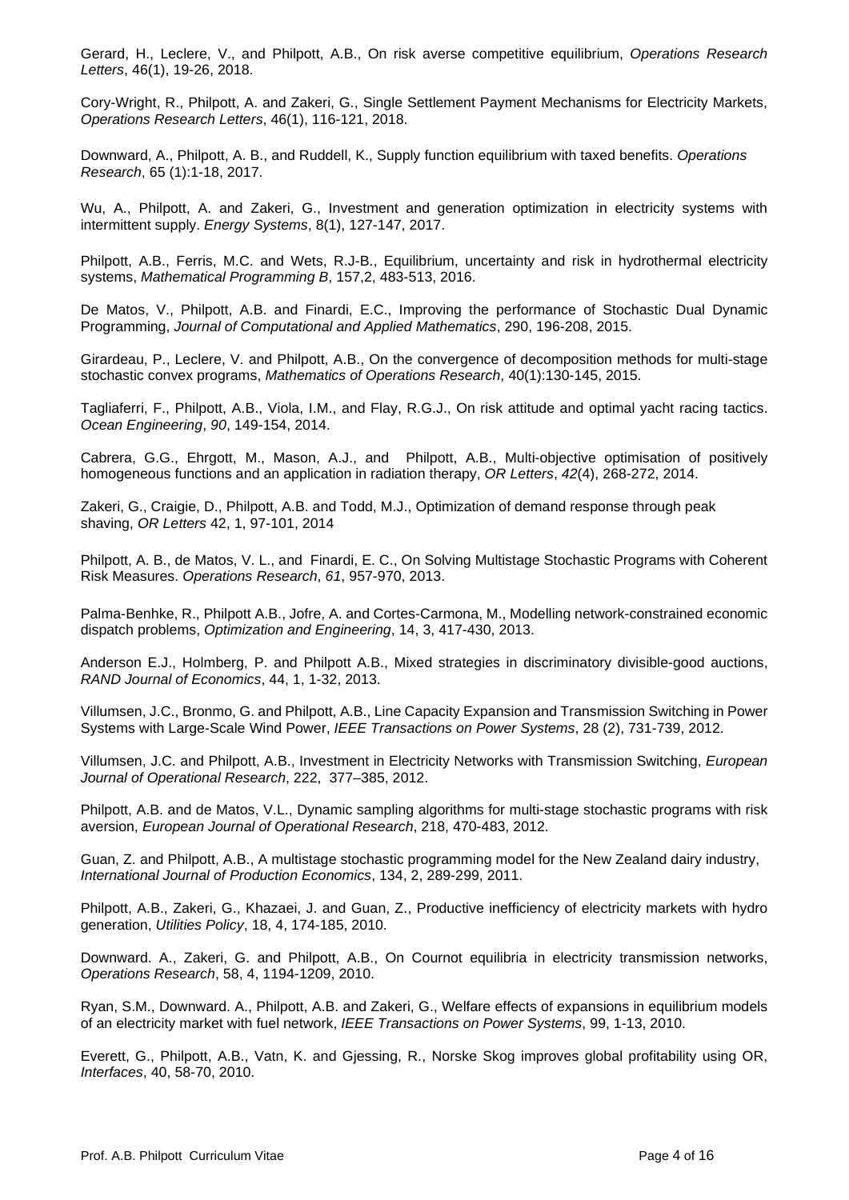Gerard, H., Leclere, V., and Philpott, A.B., On risk averse competitive equilibrium, *Operations Research Letters*, 46(1), 19-26, 2018.

Cory-Wright, R., Philpott, A. and Zakeri, G., Single Settlement Payment Mechanisms for Electricity Markets, *Operations Research Letters*, 46(1), 116-121, 2018.

Downward, A., Philpott, A. B., and Ruddell, K., Supply function equilibrium with taxed benefits. *Operations Research*, 65 (1):1-18, 2017.

Wu, A., Philpott, A. and Zakeri, G., Investment and generation optimization in electricity systems with intermittent supply. *Energy Systems*, 8(1), 127-147, 2017.

Philpott, A.B., Ferris, M.C. and Wets, R.J-B., Equilibrium, uncertainty and risk in hydrothermal electricity systems, *Mathematical Programming B*, 157,2, 483-513, 2016.

De Matos, V., Philpott, A.B. and Finardi, E.C., Improving the performance of Stochastic Dual Dynamic Programming, *Journal of Computational and Applied Mathematics*, 290, 196-208, 2015.

Girardeau, P., Leclere, V. and Philpott, A.B., On the convergence of decomposition methods for multi-stage stochastic convex programs, *Mathematics of Operations Research*, 40(1):130-145, 2015.

Tagliaferri, F., Philpott, A.B., Viola, I.M., and Flay, R.G.J., On risk attitude and optimal yacht racing tactics. *Ocean Engineering*, *90*, 149-154, 2014.

Cabrera, G.G., Ehrgott, M., Mason, A.J., and Philpott, A.B., Multi-objective optimisation of positively homogeneous functions and an application in radiation therapy, *OR Letters*, *42*(4), 268-272, 2014.

Zakeri, G., Craigie, D., Philpott, A.B. and Todd, M.J., Optimization of demand response through peak shaving, *OR Letters* 42, 1, 97-101, 2014

Philpott, A. B., de Matos, V. L., and Finardi, E. C., On Solving Multistage Stochastic Programs with Coherent Risk Measures. *Operations Research*, *61*, 957-970, 2013.

Palma-Benhke, R., Philpott A.B., Jofre, A. and Cortes-Carmona, M., Modelling network-constrained economic dispatch problems, *Optimization and Engineering*, 14, 3, 417-430, 2013.

Anderson E.J., Holmberg, P. and Philpott A.B., Mixed strategies in discriminatory divisible-good auctions, *RAND Journal of Economics*, 44, 1, 1-32, 2013.

Villumsen, J.C., Bronmo, G. and Philpott, A.B., Line Capacity Expansion and Transmission Switching in Power Systems with Large-Scale Wind Power, *IEEE Transactions on Power Systems*, 28 (2), 731-739, 2012.

Villumsen, J.C. and Philpott, A.B., Investment in Electricity Networks with Transmission Switching, *European Journal of Operational Research*, 222, 377–385, 2012.

Philpott, A.B. and de Matos, V.L., Dynamic sampling algorithms for multi-stage stochastic programs with risk aversion, *European Journal of Operational Research*, 218, 470-483, 2012.

Guan, Z. and Philpott, A.B., A multistage stochastic programming model for the New Zealand dairy industry, *International Journal of Production Economics*, 134, 2, 289-299, 2011.

Philpott, A.B., Zakeri, G., Khazaei, J. and Guan, Z., Productive inefficiency of electricity markets with hydro generation, *Utilities Policy*, 18, 4, 174-185, 2010.

Downward. A., Zakeri, G. and Philpott, A.B., On Cournot equilibria in electricity transmission networks, *Operations Research*, 58, 4, 1194-1209, 2010.

Ryan, S.M., Downward. A., Philpott, A.B. and Zakeri, G., Welfare effects of expansions in equilibrium models of an electricity market with fuel network, *IEEE Transactions on Power Systems*, 99, 1-13, 2010.

Everett, G., Philpott, A.B., Vatn, K. and Gjessing, R., Norske Skog improves global profitability using OR, *Interfaces*, 40, 58-70, 2010.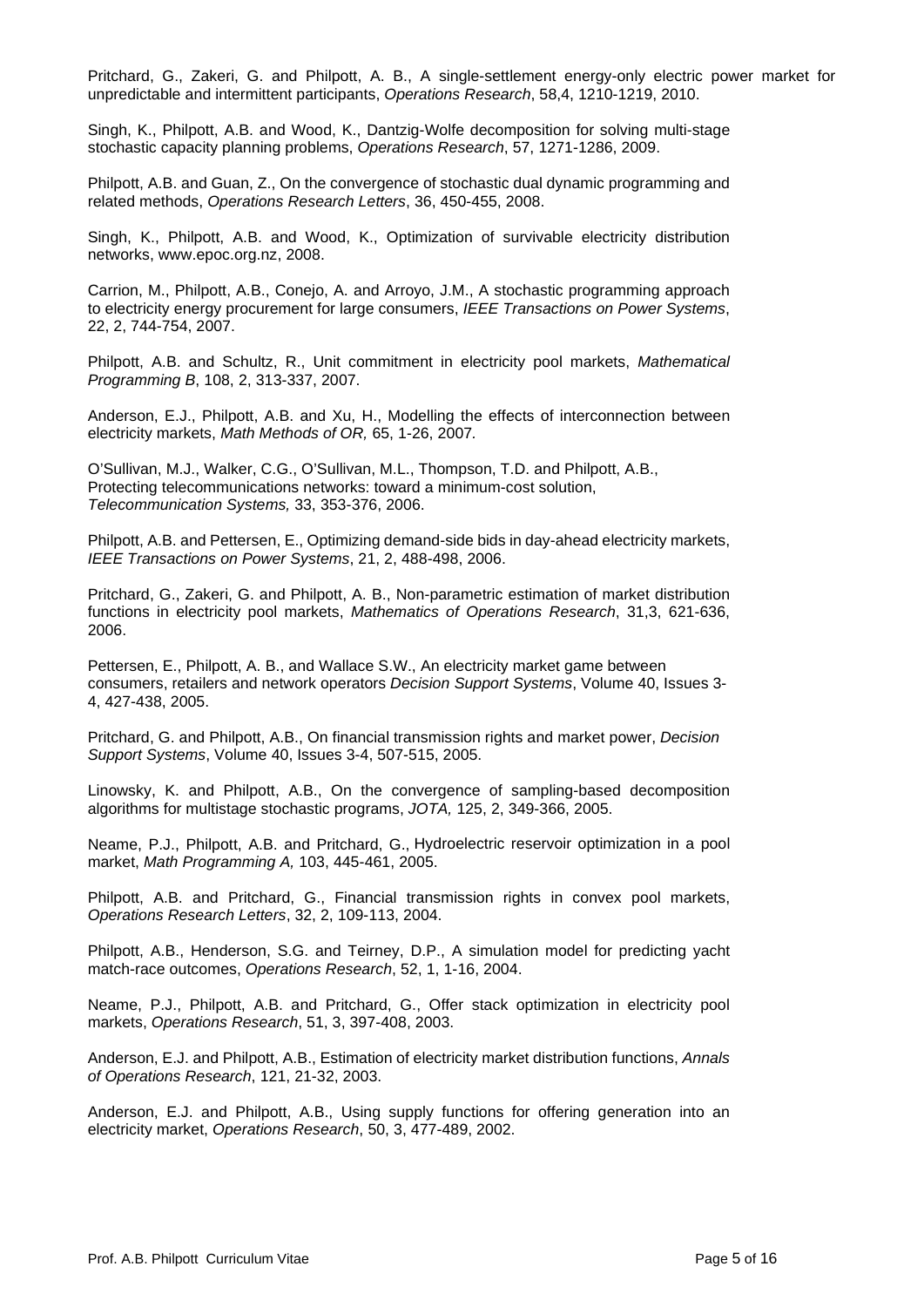Pritchard, G., Zakeri, G. and Philpott, A. B., A single-settlement energy-only electric power market for unpredictable and intermittent participants, *Operations Research*, 58,4, 1210-1219, 2010.

Singh, K., Philpott, A.B. and Wood, K., Dantzig-Wolfe decomposition for solving multi-stage stochastic capacity planning problems, *Operations Research*, 57, 1271-1286, 2009.

Philpott, A.B. and Guan, Z., On the convergence of stochastic dual dynamic programming and related methods, *Operations Research Letters*, 36, 450-455, 2008.

Singh, K., Philpott, A.B. and Wood, K., Optimization of survivable electricity distribution networks, www.epoc.org.nz, 2008.

Carrion, M., Philpott, A.B., Conejo, A. and Arroyo, J.M., A stochastic programming approach to electricity energy procurement for large consumers, *IEEE Transactions on Power Systems*, 22, 2, 744-754, 2007.

Philpott, A.B. and Schultz, R., Unit commitment in electricity pool markets, *Mathematical Programming B*, 108, 2, 313-337, 2007.

Anderson, E.J., Philpott, A.B. and Xu, H., Modelling the effects of interconnection between electricity markets, *Math Methods of OR,* 65, 1-26, 2007.

O'Sullivan, M.J., Walker, C.G., O'Sullivan, M.L., Thompson, T.D. and Philpott, A.B., Protecting telecommunications networks: toward a minimum-cost solution, *Telecommunication Systems,* 33, 353-376, 2006.

Philpott, A.B. and Pettersen, E., Optimizing demand-side bids in day-ahead electricity markets, *IEEE Transactions on Power Systems*, 21, 2, 488-498, 2006.

Pritchard, G., Zakeri, G. and Philpott, A. B., Non-parametric estimation of market distribution functions in electricity pool markets, *Mathematics of Operations Research*, 31,3, 621-636, 2006.

Pettersen, E., Philpott, A. B., and Wallace S.W., An electricity market game between consumers, retailers and network operators *Decision Support Systems*, Volume 40, Issues 3-4, 427-438, 2005.

Pritchard, G. and Philpott, A.B., On financial transmission rights and market power, *Decision Support Systems*, Volume 40, Issues 3-4, 507-515, 2005.

Linowsky, K. and Philpott, A.B., On the convergence of sampling-based decomposition algorithms for multistage stochastic programs, *JOTA,* 125, 2, 349-366, 2005.

Neame, P.J., Philpott, A.B. and Pritchard, G., Hydroelectric reservoir optimization in a pool market, *Math Programming A,* 103, 445-461, 2005.

Philpott, A.B. and Pritchard, G., Financial transmission rights in convex pool markets, *Operations Research Letters*, 32, 2, 109-113, 2004.

Philpott, A.B., Henderson, S.G. and Teirney, D.P., A simulation model for predicting yacht match-race outcomes, *Operations Research*, 52, 1, 1-16, 2004.

Neame, P.J., Philpott, A.B. and Pritchard, G., Offer stack optimization in electricity pool markets, *Operations Research*, 51, 3, 397-408, 2003.

Anderson, E.J. and Philpott, A.B., Estimation of electricity market distribution functions, *Annals of Operations Research*, 121, 21-32, 2003.

Anderson, E.J. and Philpott, A.B., Using supply functions for offering generation into an electricity market, *Operations Research*, 50, 3, 477-489, 2002.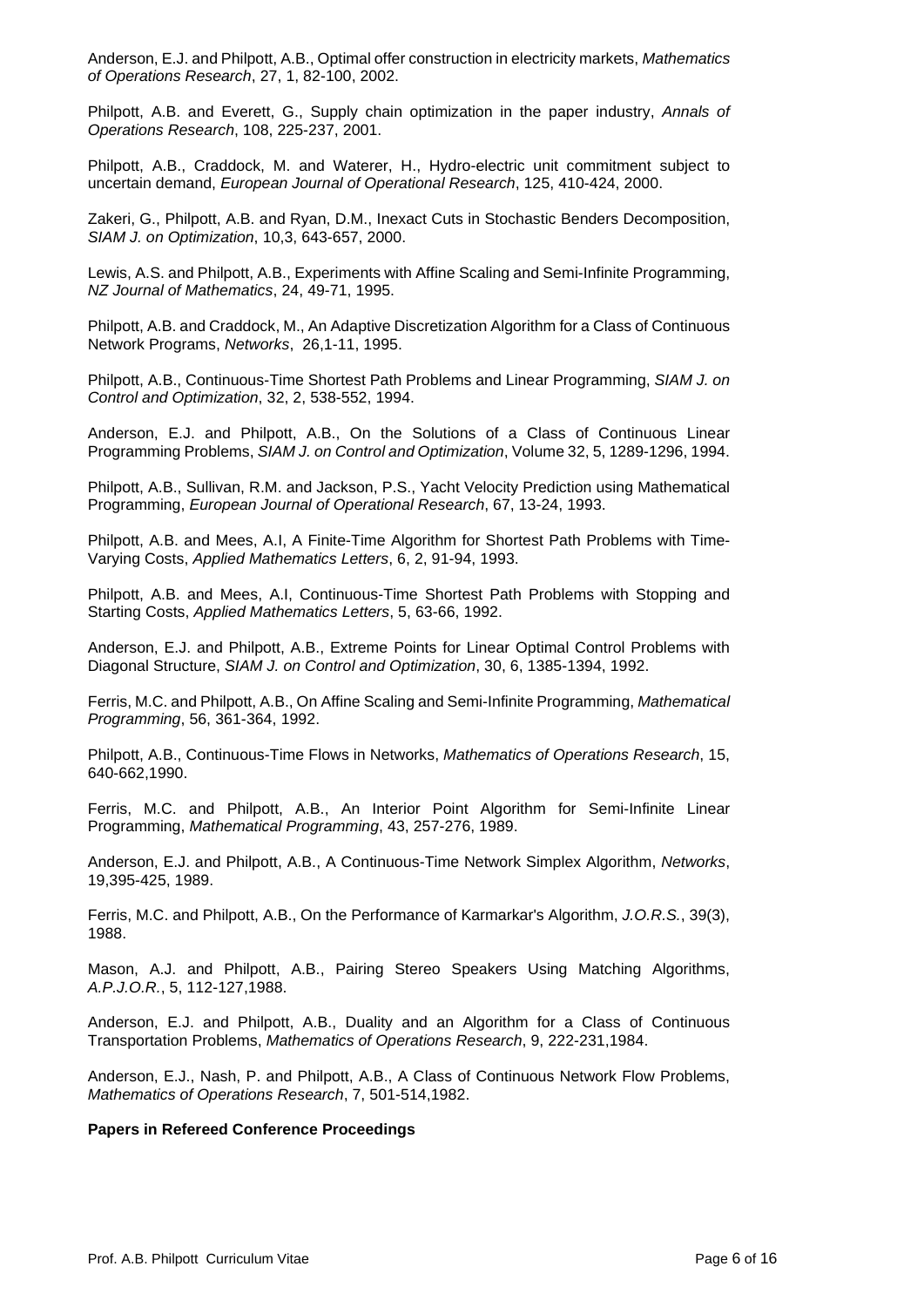Anderson, E.J. and Philpott, A.B., Optimal offer construction in electricity markets, *Mathematics of Operations Research*, 27, 1, 82-100, 2002.

Philpott, A.B. and Everett, G., Supply chain optimization in the paper industry, *Annals of Operations Research*, 108, 225-237, 2001.

Philpott, A.B., Craddock, M. and Waterer, H., Hydro-electric unit commitment subject to uncertain demand, *European Journal of Operational Research*, 125, 410-424, 2000.

Zakeri, G., Philpott, A.B. and Ryan, D.M., Inexact Cuts in Stochastic Benders Decomposition, *SIAM J. on Optimization*, 10,3, 643-657, 2000.

Lewis, A.S. and Philpott, A.B., Experiments with Affine Scaling and Semi-Infinite Programming, *NZ Journal of Mathematics*, 24, 49-71, 1995.

Philpott, A.B. and Craddock, M., An Adaptive Discretization Algorithm for a Class of Continuous Network Programs, *Networks*, 26,1-11, 1995.

Philpott, A.B., Continuous-Time Shortest Path Problems and Linear Programming, *SIAM J. on Control and Optimization*, 32, 2, 538-552, 1994.

Anderson, E.J. and Philpott, A.B., On the Solutions of a Class of Continuous Linear Programming Problems, *SIAM J. on Control and Optimization*, Volume 32, 5, 1289-1296, 1994.

Philpott, A.B., Sullivan, R.M. and Jackson, P.S., Yacht Velocity Prediction using Mathematical Programming, *European Journal of Operational Research*, 67, 13-24, 1993.

Philpott, A.B. and Mees, A.I, A Finite-Time Algorithm for Shortest Path Problems with Time-Varying Costs, *Applied Mathematics Letters*, 6, 2, 91-94, 1993.

Philpott, A.B. and Mees, A.I, Continuous-Time Shortest Path Problems with Stopping and Starting Costs, *Applied Mathematics Letters*, 5, 63-66, 1992.

Anderson, E.J. and Philpott, A.B., Extreme Points for Linear Optimal Control Problems with Diagonal Structure, *SIAM J. on Control and Optimization*, 30, 6, 1385-1394, 1992.

Ferris, M.C. and Philpott, A.B., On Affine Scaling and Semi-Infinite Programming, *Mathematical Programming*, 56, 361-364, 1992.

Philpott, A.B., Continuous-Time Flows in Networks, *Mathematics of Operations Research*, 15, 640-662,1990.

Ferris, M.C. and Philpott, A.B., An Interior Point Algorithm for Semi-Infinite Linear Programming, *Mathematical Programming*, 43, 257-276, 1989.

Anderson, E.J. and Philpott, A.B., A Continuous-Time Network Simplex Algorithm, *Networks*, 19,395-425, 1989.

Ferris, M.C. and Philpott, A.B., On the Performance of Karmarkar's Algorithm, *J.O.R.S.*, 39(3), 1988.

Mason, A.J. and Philpott, A.B., Pairing Stereo Speakers Using Matching Algorithms, *A.P.J.O.R.*, 5, 112-127,1988.

Anderson, E.J. and Philpott, A.B., Duality and an Algorithm for a Class of Continuous Transportation Problems, *Mathematics of Operations Research*, 9, 222-231,1984.

Anderson, E.J., Nash, P. and Philpott, A.B., A Class of Continuous Network Flow Problems, *Mathematics of Operations Research*, 7, 501-514,1982.

**Papers in Refereed Conference Proceedings**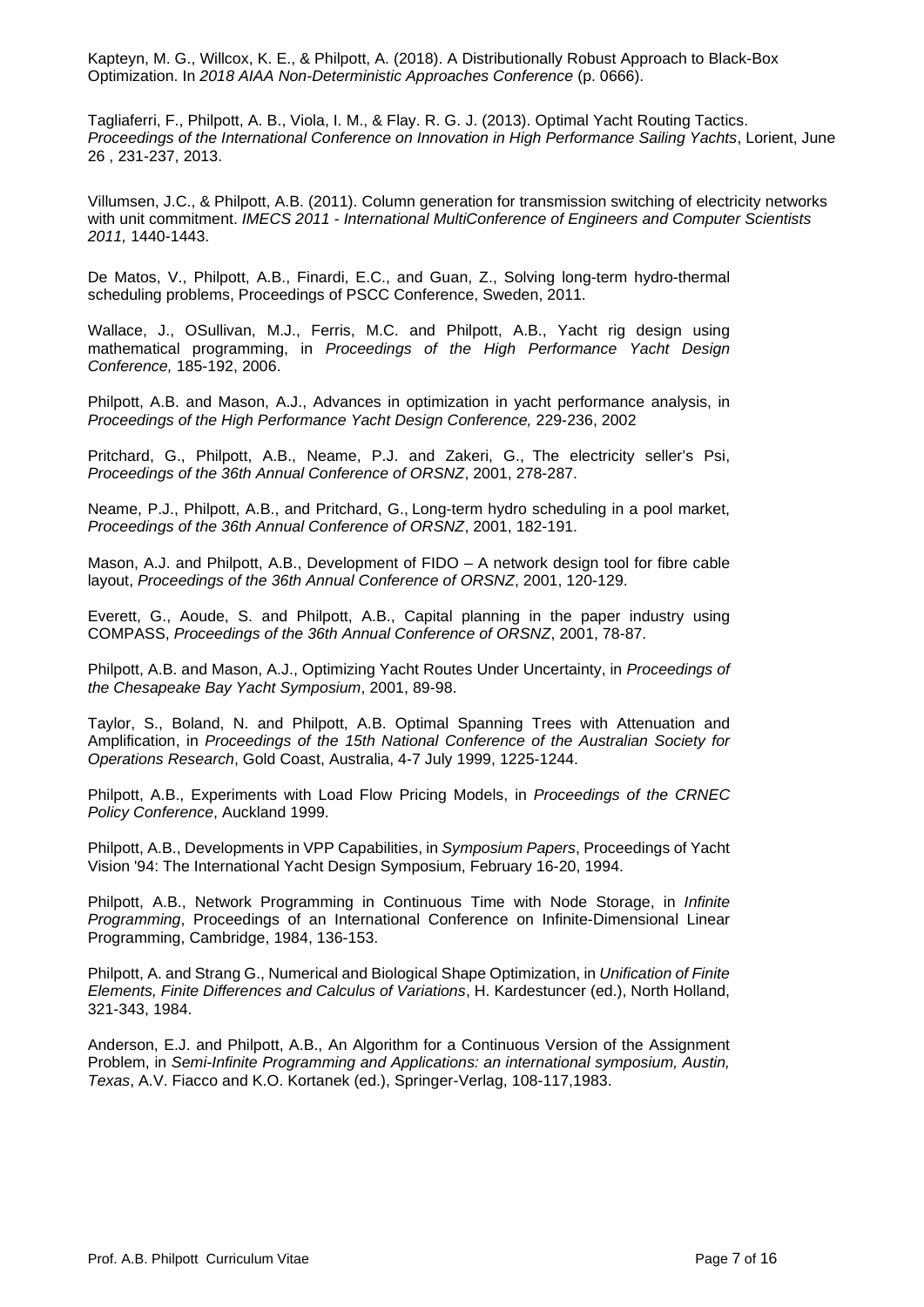Kapteyn, M. G., Willcox, K. E., & Philpott, A. (2018). A Distributionally Robust Approach to Black-Box Optimization. In *2018 AIAA Non-Deterministic Approaches Conference* (p. 0666).

Tagliaferri, F., Philpott, A. B., Viola, I. M., & Flay. R. G. J. (2013). Optimal Yacht Routing Tactics. *Proceedings of the International Conference on Innovation in High Performance Sailing Yachts*, Lorient, June 26 , 231-237, 2013.

Villumsen, J.C., & Philpott, A.B. (2011). Column generation for transmission switching of electricity networks with unit commitment. *IMECS 2011 - International MultiConference of Engineers and Computer Scientists 2011,* 1440-1443.

De Matos, V., Philpott, A.B., Finardi, E.C., and Guan, Z., Solving long-term hydro-thermal scheduling problems, Proceedings of PSCC Conference, Sweden, 2011.

Wallace, J., OSullivan, M.J., Ferris, M.C. and Philpott, A.B., Yacht rig design using mathematical programming, in *Proceedings of the High Performance Yacht Design Conference,* 185-192, 2006.

Philpott, A.B. and Mason, A.J., Advances in optimization in yacht performance analysis, in *Proceedings of the High Performance Yacht Design Conference,* 229-236, 2002

Pritchard, G., Philpott, A.B., Neame, P.J. and Zakeri, G., The electricity seller's Psi, *Proceedings of the 36th Annual Conference of ORSNZ*, 2001, 278-287.

Neame, P.J., Philpott, A.B., and Pritchard, G., Long-term hydro scheduling in a pool market, *Proceedings of the 36th Annual Conference of ORSNZ*, 2001, 182-191.

Mason, A.J. and Philpott, A.B., Development of FIDO – A network design tool for fibre cable layout, *Proceedings of the 36th Annual Conference of ORSNZ*, 2001, 120-129.

Everett, G., Aoude, S. and Philpott, A.B., Capital planning in the paper industry using COMPASS, *Proceedings of the 36th Annual Conference of ORSNZ*, 2001, 78-87.

Philpott, A.B. and Mason, A.J., Optimizing Yacht Routes Under Uncertainty, in *Proceedings of the Chesapeake Bay Yacht Symposium*, 2001, 89-98.

Taylor, S., Boland, N. and Philpott, A.B. Optimal Spanning Trees with Attenuation and Amplification, in *Proceedings of the 15th National Conference of the Australian Society for Operations Research*, Gold Coast, Australia, 4-7 July 1999, 1225-1244.

Philpott, A.B., Experiments with Load Flow Pricing Models, in *Proceedings of the CRNEC Policy Conference*, Auckland 1999.

Philpott, A.B., Developments in VPP Capabilities, in *Symposium Papers*, Proceedings of Yacht Vision '94: The International Yacht Design Symposium, February 16-20, 1994.

Philpott, A.B., Network Programming in Continuous Time with Node Storage, in *Infinite Programming*, Proceedings of an International Conference on Infinite-Dimensional Linear Programming, Cambridge, 1984, 136-153.

Philpott, A. and Strang G., Numerical and Biological Shape Optimization, in *Unification of Finite Elements, Finite Differences and Calculus of Variations*, H. Kardestuncer (ed.), North Holland, 321-343, 1984.

Anderson, E.J. and Philpott, A.B., An Algorithm for a Continuous Version of the Assignment Problem, in *Semi-Infinite Programming and Applications: an international symposium, Austin, Texas*, A.V. Fiacco and K.O. Kortanek (ed.), Springer-Verlag, 108-117,1983.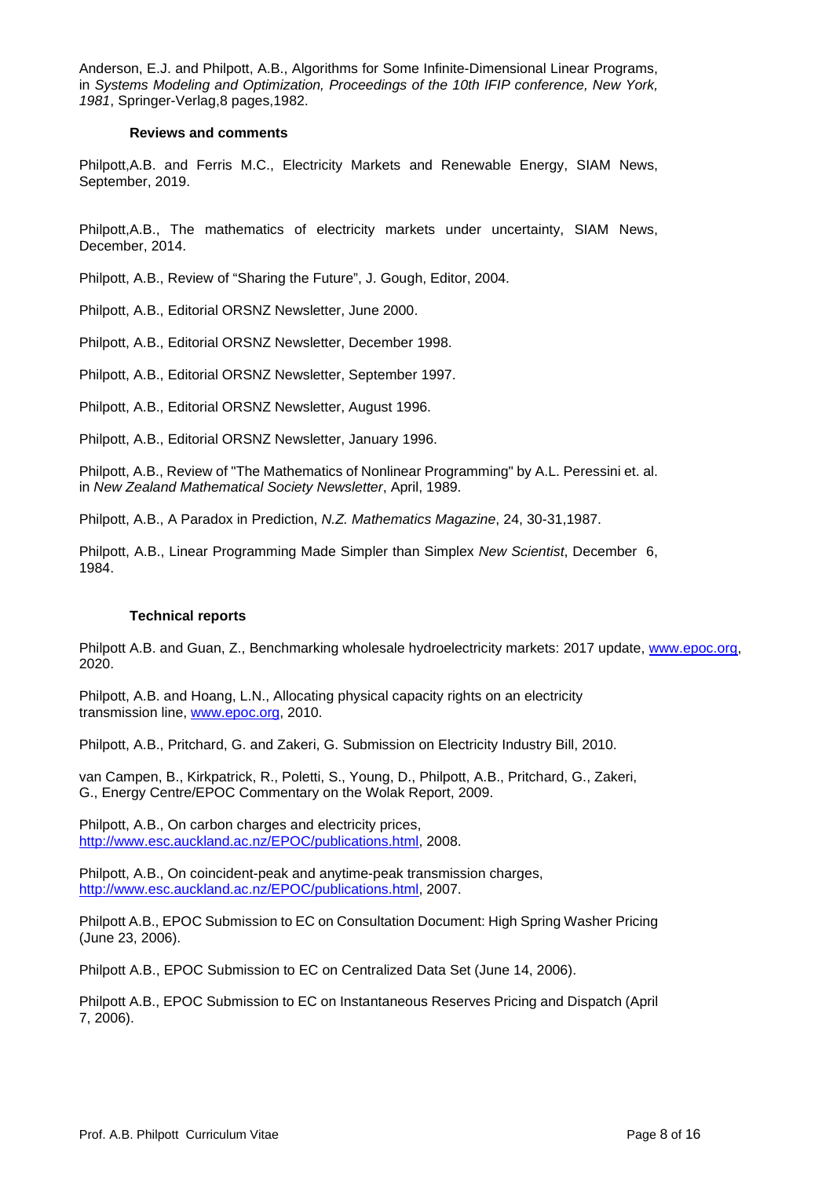Anderson, E.J. and Philpott, A.B., Algorithms for Some Infinite-Dimensional Linear Programs, in *Systems Modeling and Optimization, Proceedings of the 10th IFIP conference, New York, 1981*, Springer-Verlag,8 pages,1982.

### Reviews and comments

Philpott,A.B. and Ferris M.C., Electricity Markets and Renewable Energy, SIAM News, September, 2019.

Philpott,A.B., The mathematics of electricity markets under uncertainty, SIAM News, December, 2014.

Philpott, A.B., Review of "Sharing the Future", J. Gough, Editor, 2004.

Philpott, A.B., Editorial ORSNZ Newsletter, June 2000.

Philpott, A.B., Editorial ORSNZ Newsletter, December 1998.

Philpott, A.B., Editorial ORSNZ Newsletter, September 1997.

Philpott, A.B., Editorial ORSNZ Newsletter, August 1996.

Philpott, A.B., Editorial ORSNZ Newsletter, January 1996.

Philpott, A.B., Review of "The Mathematics of Nonlinear Programming" by A.L. Peressini et. al. in *New Zealand Mathematical Society Newsletter*, April, 1989.

Philpott, A.B., A Paradox in Prediction, *N.Z. Mathematics Magazine*, 24, 30-31,1987.

Philpott, A.B., Linear Programming Made Simpler than Simplex *New Scientist*, December 6, 1984.

### Technical reports

Philpott A.B. and Guan, Z., Benchmarking wholesale hydroelectricity markets: 2017 update, www.epoc.org, 2020.

Philpott, A.B. and Hoang, L.N., Allocating physical capacity rights on an electricity transmission line, www.epoc.org, 2010.

Philpott, A.B., Pritchard, G. and Zakeri, G. Submission on Electricity Industry Bill, 2010.

van Campen, B., Kirkpatrick, R., Poletti, S., Young, D., Philpott, A.B., Pritchard, G., Zakeri, G., Energy Centre/EPOC Commentary on the Wolak Report, 2009.

Philpott, A.B., On carbon charges and electricity prices, http://www.esc.auckland.ac.nz/EPOC/publications.html, 2008.

Philpott, A.B., On coincident-peak and anytime-peak transmission charges, http://www.esc.auckland.ac.nz/EPOC/publications.html, 2007.

Philpott A.B., EPOC Submission to EC on Consultation Document: High Spring Washer Pricing (June 23, 2006).

Philpott A.B., EPOC Submission to EC on Centralized Data Set (June 14, 2006).

Philpott A.B., EPOC Submission to EC on Instantaneous Reserves Pricing and Dispatch (April 7, 2006).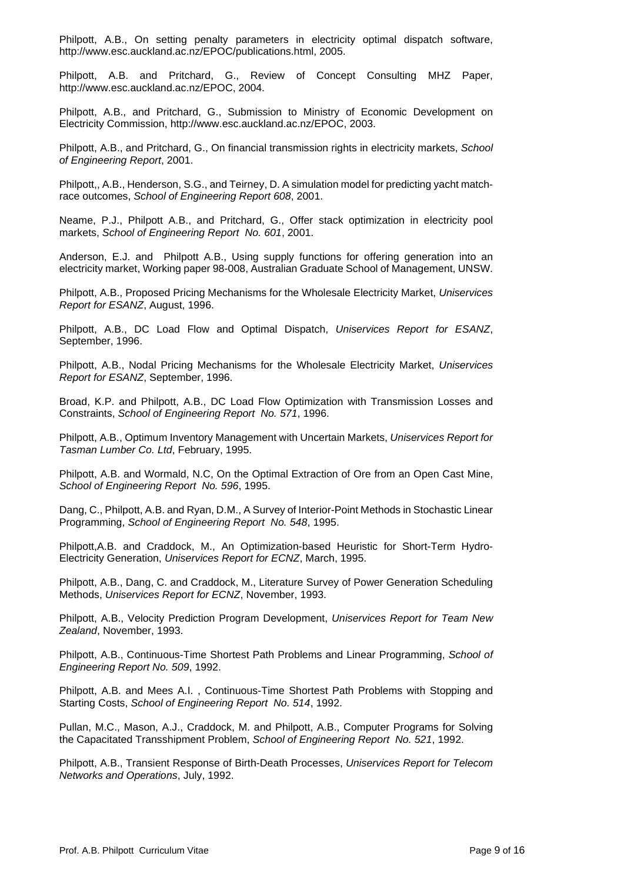Philpott, A.B., On setting penalty parameters in electricity optimal dispatch software, http://www.esc.auckland.ac.nz/EPOC/publications.html, 2005.

Philpott, A.B. and Pritchard, G., Review of Concept Consulting MHZ Paper, http://www.esc.auckland.ac.nz/EPOC, 2004.

Philpott, A.B., and Pritchard, G., Submission to Ministry of Economic Development on Electricity Commission, http://www.esc.auckland.ac.nz/EPOC, 2003.

Philpott, A.B., and Pritchard, G., On financial transmission rights in electricity markets, *School of Engineering Report*, 2001.

Philpott,, A.B., Henderson, S.G., and Teirney, D. A simulation model for predicting yacht match-race outcomes, *School of Engineering Report 608*, 2001.

Neame, P.J., Philpott A.B., and Pritchard, G., Offer stack optimization in electricity pool markets, *School of Engineering Report No. 601*, 2001.

Anderson, E.J. and Philpott A.B., Using supply functions for offering generation into an electricity market, Working paper 98-008, Australian Graduate School of Management, UNSW.

Philpott, A.B., Proposed Pricing Mechanisms for the Wholesale Electricity Market, *Uniservices Report for ESANZ*, August, 1996.

Philpott, A.B., DC Load Flow and Optimal Dispatch, *Uniservices Report for ESANZ*, September, 1996.

Philpott, A.B., Nodal Pricing Mechanisms for the Wholesale Electricity Market, *Uniservices Report for ESANZ*, September, 1996.

Broad, K.P. and Philpott, A.B., DC Load Flow Optimization with Transmission Losses and Constraints, *School of Engineering Report No. 571*, 1996.

Philpott, A.B., Optimum Inventory Management with Uncertain Markets, *Uniservices Report for Tasman Lumber Co. Ltd*, February, 1995.

Philpott, A.B. and Wormald, N.C, On the Optimal Extraction of Ore from an Open Cast Mine, *School of Engineering Report No. 596*, 1995.

Dang, C., Philpott, A.B. and Ryan, D.M., A Survey of Interior-Point Methods in Stochastic Linear Programming, *School of Engineering Report No. 548*, 1995.

Philpott,A.B. and Craddock, M., An Optimization-based Heuristic for Short-Term Hydro-Electricity Generation, *Uniservices Report for ECNZ*, March, 1995.

Philpott, A.B., Dang, C. and Craddock, M., Literature Survey of Power Generation Scheduling Methods, *Uniservices Report for ECNZ*, November, 1993.

Philpott, A.B., Velocity Prediction Program Development, *Uniservices Report for Team New Zealand*, November, 1993.

Philpott, A.B., Continuous-Time Shortest Path Problems and Linear Programming, *School of Engineering Report No. 509*, 1992.

Philpott, A.B. and Mees A.I. , Continuous-Time Shortest Path Problems with Stopping and Starting Costs, *School of Engineering Report No. 514*, 1992.

Pullan, M.C., Mason, A.J., Craddock, M. and Philpott, A.B., Computer Programs for Solving the Capacitated Transshipment Problem, *School of Engineering Report No. 521*, 1992.

Philpott, A.B., Transient Response of Birth-Death Processes, *Uniservices Report for Telecom Networks and Operations*, July, 1992.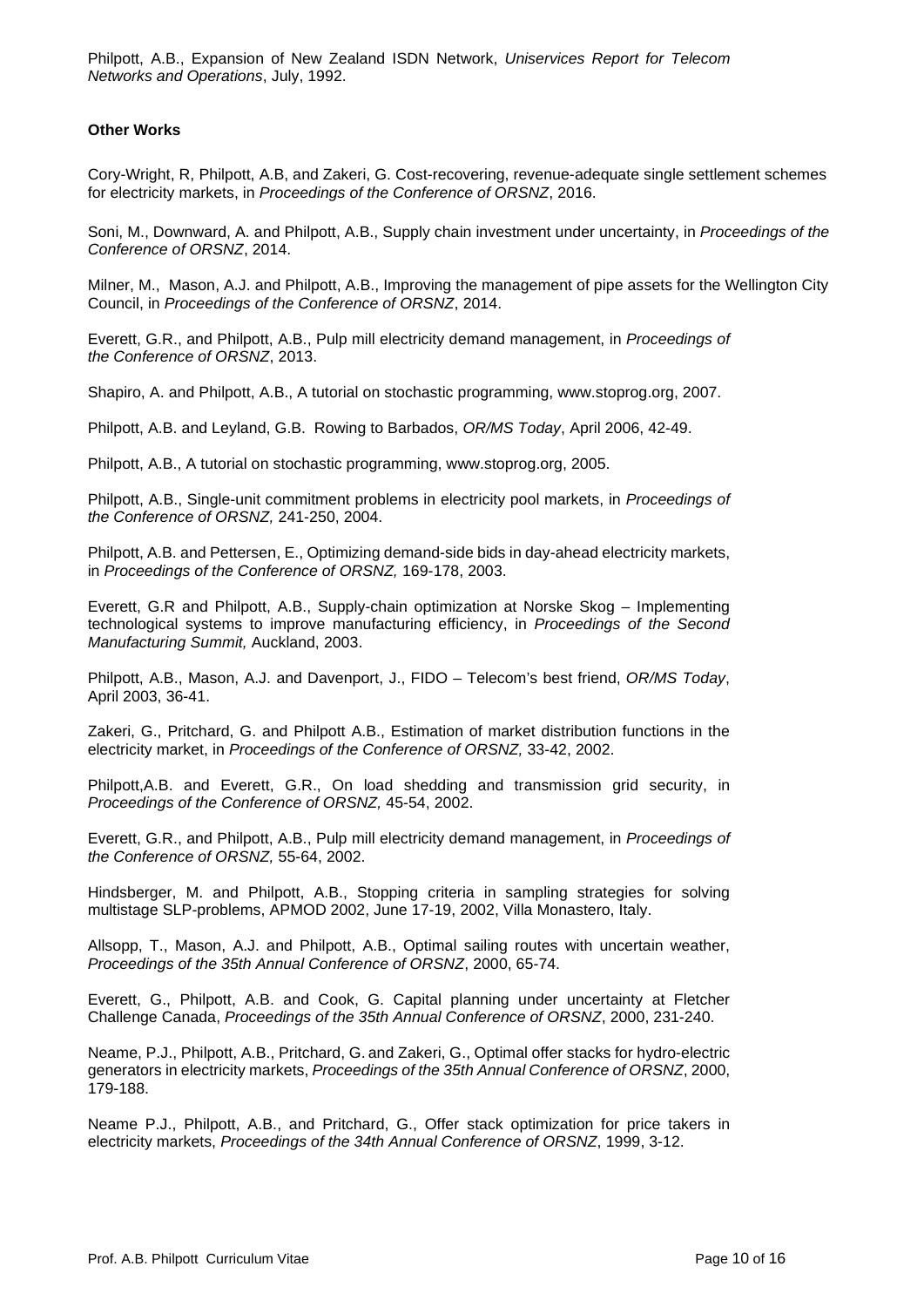Philpott, A.B., Expansion of New Zealand ISDN Network, *Uniservices Report for Telecom Networks and Operations*, July, 1992.

**Other Works**

Cory-Wright, R, Philpott, A.B, and Zakeri, G. Cost-recovering, revenue-adequate single settlement schemes for electricity markets, in *Proceedings of the Conference of ORSNZ*, 2016.

Soni, M., Downward, A. and Philpott, A.B., Supply chain investment under uncertainty, in *Proceedings of the Conference of ORSNZ*, 2014.

Milner, M., Mason, A.J. and Philpott, A.B., Improving the management of pipe assets for the Wellington City Council, in *Proceedings of the Conference of ORSNZ*, 2014.

Everett, G.R., and Philpott, A.B., Pulp mill electricity demand management, in *Proceedings of the Conference of ORSNZ*, 2013.

Shapiro, A. and Philpott, A.B., A tutorial on stochastic programming, www.stoprog.org, 2007.

Philpott, A.B. and Leyland, G.B. Rowing to Barbados, *OR/MS Today*, April 2006, 42-49.

Philpott, A.B., A tutorial on stochastic programming, www.stoprog.org, 2005.

Philpott, A.B., Single-unit commitment problems in electricity pool markets, in *Proceedings of the Conference of ORSNZ,* 241-250, 2004.

Philpott, A.B. and Pettersen, E., Optimizing demand-side bids in day-ahead electricity markets, in *Proceedings of the Conference of ORSNZ,* 169-178, 2003.

Everett, G.R and Philpott, A.B., Supply-chain optimization at Norske Skog – Implementing technological systems to improve manufacturing efficiency, in *Proceedings of the Second Manufacturing Summit,* Auckland, 2003.

Philpott, A.B., Mason, A.J. and Davenport, J., FIDO – Telecom's best friend, *OR/MS Today*, April 2003, 36-41.

Zakeri, G., Pritchard, G. and Philpott A.B., Estimation of market distribution functions in the electricity market, in *Proceedings of the Conference of ORSNZ,* 33-42, 2002.

Philpott,A.B. and Everett, G.R., On load shedding and transmission grid security, in *Proceedings of the Conference of ORSNZ,* 45-54, 2002.

Everett, G.R., and Philpott, A.B., Pulp mill electricity demand management, in *Proceedings of the Conference of ORSNZ,* 55-64, 2002.

Hindsberger, M. and Philpott, A.B., Stopping criteria in sampling strategies for solving multistage SLP-problems, APMOD 2002, June 17-19, 2002, Villa Monastero, Italy.

Allsopp, T., Mason, A.J. and Philpott, A.B., Optimal sailing routes with uncertain weather, *Proceedings of the 35th Annual Conference of ORSNZ*, 2000, 65-74.

Everett, G., Philpott, A.B. and Cook, G. Capital planning under uncertainty at Fletcher Challenge Canada, *Proceedings of the 35th Annual Conference of ORSNZ*, 2000, 231-240.

Neame, P.J., Philpott, A.B., Pritchard, G. and Zakeri, G., Optimal offer stacks for hydro-electric generators in electricity markets, *Proceedings of the 35th Annual Conference of ORSNZ*, 2000, 179-188.

Neame P.J., Philpott, A.B., and Pritchard, G., Offer stack optimization for price takers in electricity markets, *Proceedings of the 34th Annual Conference of ORSNZ*, 1999, 3-12.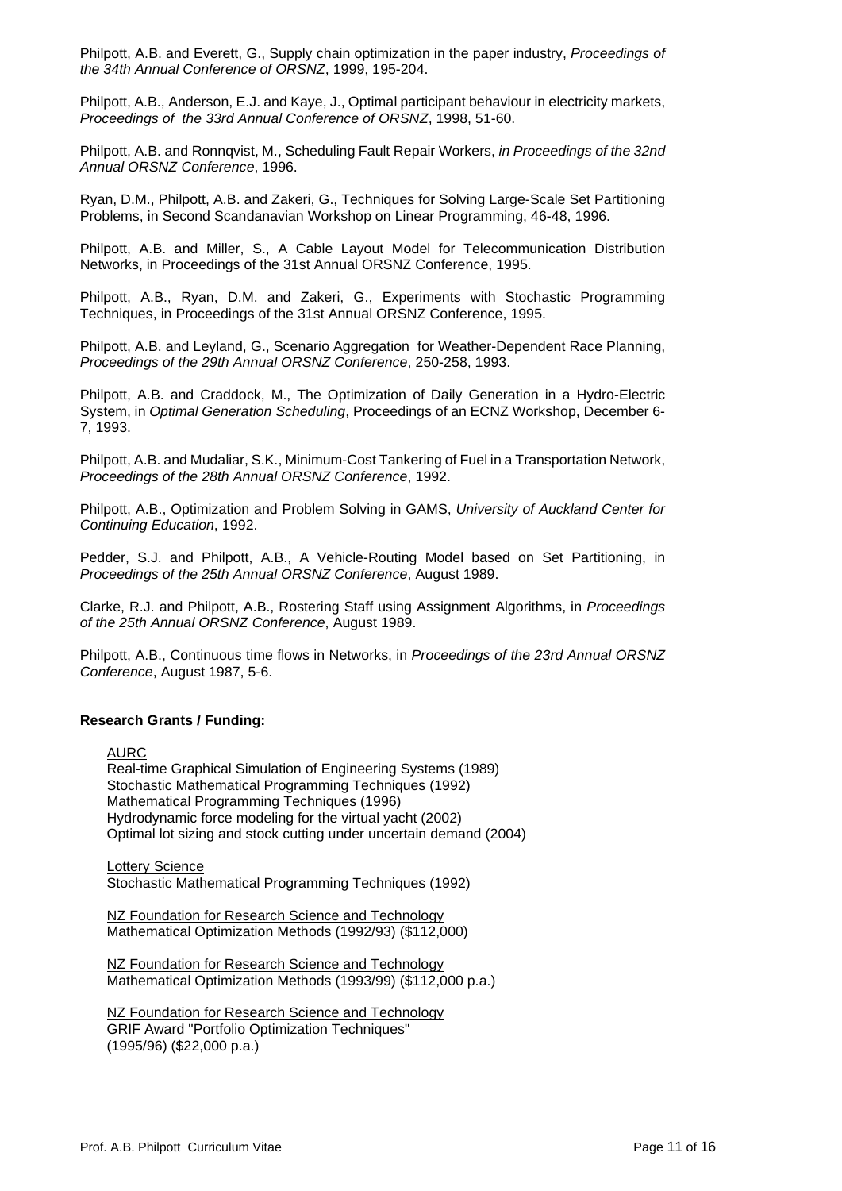Philpott, A.B. and Everett, G., Supply chain optimization in the paper industry, *Proceedings of the 34th Annual Conference of ORSNZ*, 1999, 195-204.

Philpott, A.B., Anderson, E.J. and Kaye, J., Optimal participant behaviour in electricity markets, *Proceedings of the 33rd Annual Conference of ORSNZ*, 1998, 51-60.

Philpott, A.B. and Ronnqvist, M., Scheduling Fault Repair Workers, *in Proceedings of the 32nd Annual ORSNZ Conference*, 1996.

Ryan, D.M., Philpott, A.B. and Zakeri, G., Techniques for Solving Large-Scale Set Partitioning Problems, in Second Scandanavian Workshop on Linear Programming, 46-48, 1996.

Philpott, A.B. and Miller, S., A Cable Layout Model for Telecommunication Distribution Networks, in Proceedings of the 31st Annual ORSNZ Conference, 1995.

Philpott, A.B., Ryan, D.M. and Zakeri, G., Experiments with Stochastic Programming Techniques, in Proceedings of the 31st Annual ORSNZ Conference, 1995.

Philpott, A.B. and Leyland, G., Scenario Aggregation for Weather-Dependent Race Planning, *Proceedings of the 29th Annual ORSNZ Conference*, 250-258, 1993.

Philpott, A.B. and Craddock, M., The Optimization of Daily Generation in a Hydro-Electric System, in *Optimal Generation Scheduling*, Proceedings of an ECNZ Workshop, December 6-7, 1993.

Philpott, A.B. and Mudaliar, S.K., Minimum-Cost Tankering of Fuel in a Transportation Network, *Proceedings of the 28th Annual ORSNZ Conference*, 1992.

Philpott, A.B., Optimization and Problem Solving in GAMS, *University of Auckland Center for Continuing Education*, 1992.

Pedder, S.J. and Philpott, A.B., A Vehicle-Routing Model based on Set Partitioning, in *Proceedings of the 25th Annual ORSNZ Conference*, August 1989.

Clarke, R.J. and Philpott, A.B., Rostering Staff using Assignment Algorithms, in *Proceedings of the 25th Annual ORSNZ Conference*, August 1989.

Philpott, A.B., Continuous time flows in Networks, in *Proceedings of the 23rd Annual ORSNZ Conference*, August 1987, 5-6.

**Research Grants / Funding:**

AURC
Real-time Graphical Simulation of Engineering Systems (1989)
Stochastic Mathematical Programming Techniques (1992)
Mathematical Programming Techniques (1996)
Hydrodynamic force modeling for the virtual yacht (2002)
Optimal lot sizing and stock cutting under uncertain demand (2004)

Lottery Science
Stochastic Mathematical Programming Techniques (1992)

NZ Foundation for Research Science and Technology
Mathematical Optimization Methods (1992/93) ($112,000)

NZ Foundation for Research Science and Technology
Mathematical Optimization Methods (1993/99) ($112,000 p.a.)

NZ Foundation for Research Science and Technology
GRIF Award "Portfolio Optimization Techniques"
(1995/96) ($22,000 p.a.)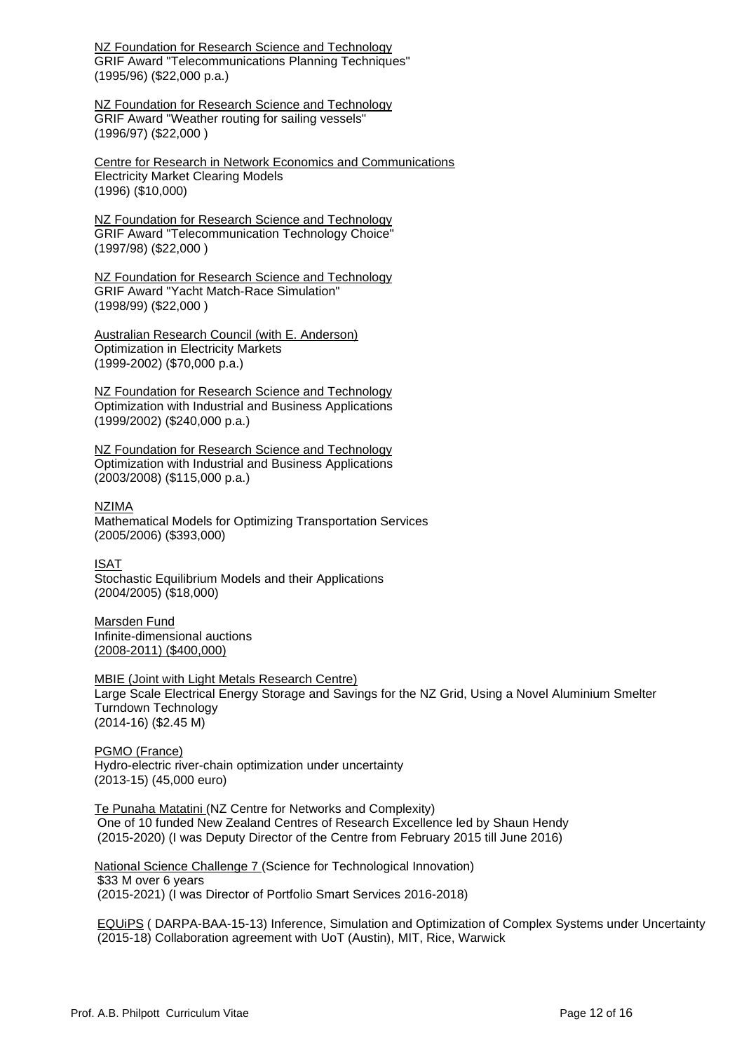<u>NZ Foundation for Research Science and Technology</u>
GRIF Award "Telecommunications Planning Techniques"
(1995/96) ($22,000 p.a.)

<u>NZ Foundation for Research Science and Technology</u>
GRIF Award "Weather routing for sailing vessels"
(1996/97) ($22,000 )

<u>Centre for Research in Network Economics and Communications</u>
Electricity Market Clearing Models
(1996) ($10,000)

<u>NZ Foundation for Research Science and Technology</u>
GRIF Award "Telecommunication Technology Choice"
(1997/98) ($22,000 )

<u>NZ Foundation for Research Science and Technology</u>
GRIF Award "Yacht Match-Race Simulation"
(1998/99) ($22,000 )

<u>Australian Research Council (with E. Anderson)</u>
Optimization in Electricity Markets
(1999-2002) ($70,000 p.a.)

<u>NZ Foundation for Research Science and Technology</u>
Optimization with Industrial and Business Applications
(1999/2002) ($240,000 p.a.)

<u>NZ Foundation for Research Science and Technology</u>
Optimization with Industrial and Business Applications
(2003/2008) ($115,000 p.a.)

<u>NZIMA</u>
Mathematical Models for Optimizing Transportation Services
(2005/2006) ($393,000)

<u>ISAT</u>
Stochastic Equilibrium Models and their Applications
(2004/2005) ($18,000)

<u>Marsden Fund</u>
Infinite-dimensional auctions
<u>(2008-2011) ($400,000)</u>

<u>MBIE (Joint with Light Metals Research Centre)</u>
Large Scale Electrical Energy Storage and Savings for the NZ Grid, Using a Novel Aluminium Smelter Turndown Technology
(2014-16) ($2.45 M)

<u>PGMO (France)</u>
Hydro-electric river-chain optimization under uncertainty
(2013-15) (45,000 euro)

<u>Te Punaha Matatini</u> (NZ Centre for Networks and Complexity)
One of 10 funded New Zealand Centres of Research Excellence led by Shaun Hendy
(2015-2020) (I was Deputy Director of the Centre from February 2015 till June 2016)

<u>National Science Challenge 7</u> (Science for Technological Innovation)
$33 M over 6 years
(2015-2021) (I was Director of Portfolio Smart Services 2016-2018)

<u>EQUiPS</u> ( DARPA-BAA-15-13) Inference, Simulation and Optimization of Complex Systems under Uncertainty
(2015-18) Collaboration agreement with UoT (Austin), MIT, Rice, Warwick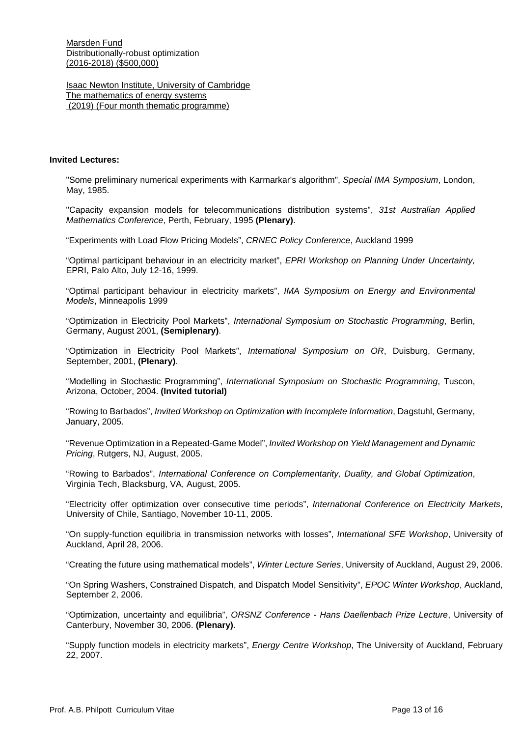Marsden Fund
Distributionally-robust optimization
(2016-2018) ($500,000)

Isaac Newton Institute, University of Cambridge
The mathematics of energy systems
(2019) (Four month thematic programme)

**Invited Lectures:**

"Some preliminary numerical experiments with Karmarkar's algorithm", *Special IMA Symposium*, London, May, 1985.

"Capacity expansion models for telecommunications distribution systems", *31st Australian Applied Mathematics Conference*, Perth, February, 1995 **(Plenary)**.

"Experiments with Load Flow Pricing Models", *CRNEC Policy Conference*, Auckland 1999

"Optimal participant behaviour in an electricity market", *EPRI Workshop on Planning Under Uncertainty,* EPRI, Palo Alto, July 12-16, 1999.

"Optimal participant behaviour in electricity markets", *IMA Symposium on Energy and Environmental Models*, Minneapolis 1999

"Optimization in Electricity Pool Markets", *International Symposium on Stochastic Programming*, Berlin, Germany, August 2001, **(Semiplenary)**.

"Optimization in Electricity Pool Markets", *International Symposium on OR*, Duisburg, Germany, September, 2001, **(Plenary)**.

"Modelling in Stochastic Programming", *International Symposium on Stochastic Programming*, Tuscon, Arizona, October, 2004. **(Invited tutorial)**

"Rowing to Barbados", *Invited Workshop on Optimization with Incomplete Information*, Dagstuhl, Germany, January, 2005.

"Revenue Optimization in a Repeated-Game Model", *Invited Workshop on Yield Management and Dynamic Pricing*, Rutgers, NJ, August, 2005.

"Rowing to Barbados", *International Conference on Complementarity, Duality, and Global Optimization*, Virginia Tech, Blacksburg, VA, August, 2005.

"Electricity offer optimization over consecutive time periods", *International Conference on Electricity Markets*, University of Chile, Santiago, November 10-11, 2005.

"On supply-function equilibria in transmission networks with losses", *International SFE Workshop*, University of Auckland, April 28, 2006.

"Creating the future using mathematical models", *Winter Lecture Series*, University of Auckland, August 29, 2006.

"On Spring Washers, Constrained Dispatch, and Dispatch Model Sensitivity", *EPOC Winter Workshop*, Auckland, September 2, 2006.

"Optimization, uncertainty and equilibria", *ORSNZ Conference - Hans Daellenbach Prize Lecture*, University of Canterbury, November 30, 2006. **(Plenary)**.

"Supply function models in electricity markets", *Energy Centre Workshop*, The University of Auckland, February 22, 2007.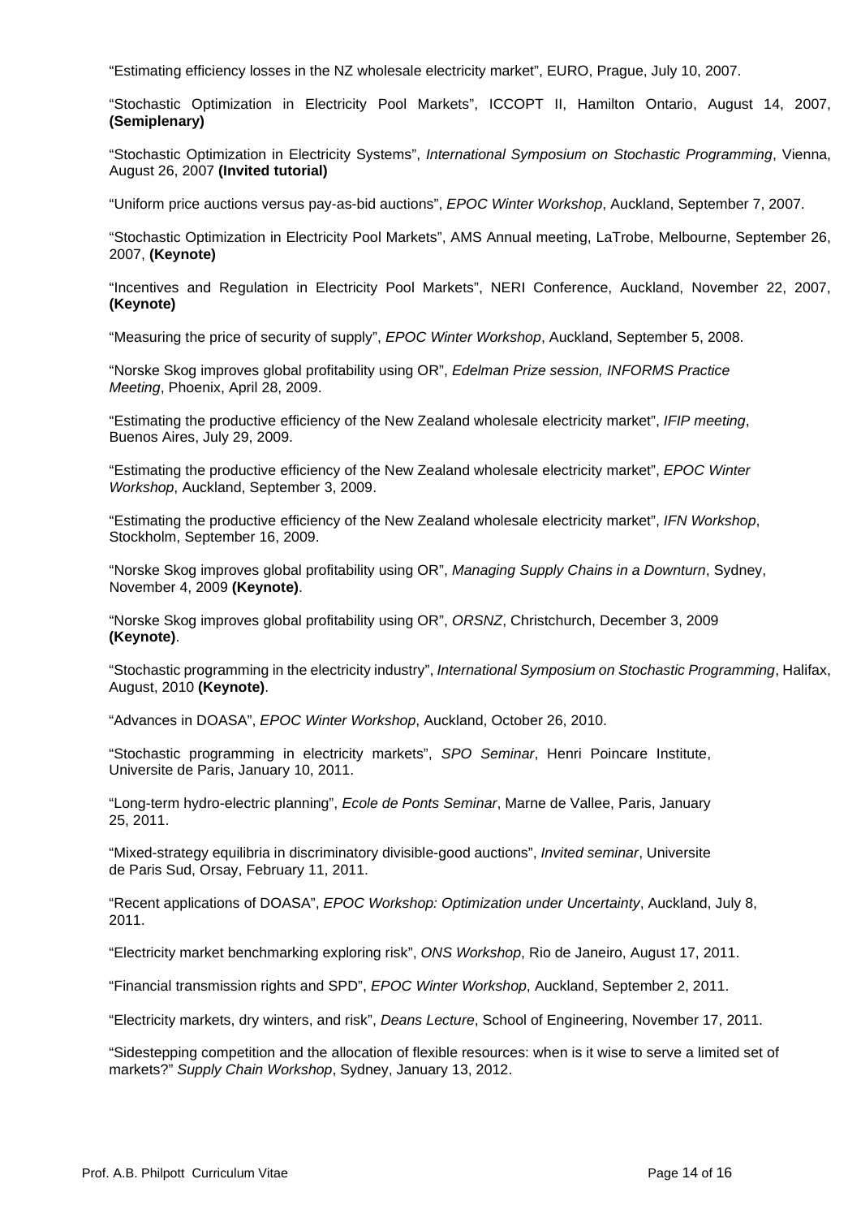“Estimating efficiency losses in the NZ wholesale electricity market”, EURO, Prague, July 10, 2007.

“Stochastic Optimization in Electricity Pool Markets”, ICCOPT II, Hamilton Ontario, August 14, 2007, **(Semiplenary)**

“Stochastic Optimization in Electricity Systems”, *International Symposium on Stochastic Programming*, Vienna, August 26, 2007 **(Invited tutorial)**

“Uniform price auctions versus pay-as-bid auctions”, *EPOC Winter Workshop*, Auckland, September 7, 2007.

“Stochastic Optimization in Electricity Pool Markets”, AMS Annual meeting, LaTrobe, Melbourne, September 26, 2007, **(Keynote)**

“Incentives and Regulation in Electricity Pool Markets”, NERI Conference, Auckland, November 22, 2007, **(Keynote)**

“Measuring the price of security of supply”, *EPOC Winter Workshop*, Auckland, September 5, 2008.

“Norske Skog improves global profitability using OR”, *Edelman Prize session, INFORMS Practice Meeting*, Phoenix, April 28, 2009.

“Estimating the productive efficiency of the New Zealand wholesale electricity market”, *IFIP meeting*, Buenos Aires, July 29, 2009.

“Estimating the productive efficiency of the New Zealand wholesale electricity market”, *EPOC Winter Workshop*, Auckland, September 3, 2009.

“Estimating the productive efficiency of the New Zealand wholesale electricity market”, *IFN Workshop*, Stockholm, September 16, 2009.

“Norske Skog improves global profitability using OR”, *Managing Supply Chains in a Downturn*, Sydney, November 4, 2009 **(Keynote)**.

“Norske Skog improves global profitability using OR”, *ORSNZ*, Christchurch, December 3, 2009 **(Keynote)**.

“Stochastic programming in the electricity industry”, *International Symposium on Stochastic Programming*, Halifax, August, 2010 **(Keynote)**.

“Advances in DOASA”, *EPOC Winter Workshop*, Auckland, October 26, 2010.

“Stochastic programming in electricity markets”, *SPO Seminar*, Henri Poincare Institute, Universite de Paris, January 10, 2011.

“Long-term hydro-electric planning”, *Ecole de Ponts Seminar*, Marne de Vallee, Paris, January 25, 2011.

“Mixed-strategy equilibria in discriminatory divisible-good auctions”, *Invited seminar*, Universite de Paris Sud, Orsay, February 11, 2011.

“Recent applications of DOASA”, *EPOC Workshop: Optimization under Uncertainty*, Auckland, July 8, 2011.

“Electricity market benchmarking exploring risk”, *ONS Workshop*, Rio de Janeiro, August 17, 2011.

“Financial transmission rights and SPD”, *EPOC Winter Workshop*, Auckland, September 2, 2011.

“Electricity markets, dry winters, and risk”, *Deans Lecture*, School of Engineering, November 17, 2011.

“Sidestepping competition and the allocation of flexible resources: when is it wise to serve a limited set of markets?” *Supply Chain Workshop*, Sydney, January 13, 2012.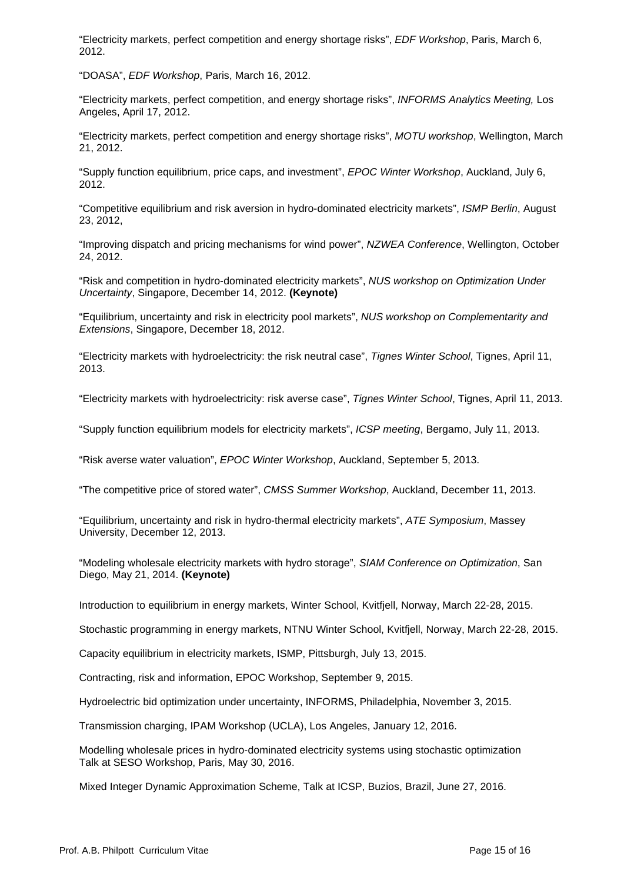“Electricity markets, perfect competition and energy shortage risks”, *EDF Workshop*, Paris, March 6, 2012.

“DOASA”, *EDF Workshop*, Paris, March 16, 2012.

“Electricity markets, perfect competition, and energy shortage risks”, *INFORMS Analytics Meeting,* Los Angeles, April 17, 2012.

“Electricity markets, perfect competition and energy shortage risks”, *MOTU workshop*, Wellington, March 21, 2012.

“Supply function equilibrium, price caps, and investment”, *EPOC Winter Workshop*, Auckland, July 6, 2012.

“Competitive equilibrium and risk aversion in hydro-dominated electricity markets”, *ISMP Berlin*, August 23, 2012,

“Improving dispatch and pricing mechanisms for wind power”, *NZWEA Conference*, Wellington, October 24, 2012.

“Risk and competition in hydro-dominated electricity markets”, *NUS workshop on Optimization Under Uncertainty*, Singapore, December 14, 2012. **(Keynote)**

“Equilibrium, uncertainty and risk in electricity pool markets”, *NUS workshop on Complementarity and Extensions*, Singapore, December 18, 2012.

“Electricity markets with hydroelectricity: the risk neutral case”, *Tignes Winter School*, Tignes, April 11, 2013.

“Electricity markets with hydroelectricity: risk averse case”, *Tignes Winter School*, Tignes, April 11, 2013.

“Supply function equilibrium models for electricity markets”, *ICSP meeting*, Bergamo, July 11, 2013.

“Risk averse water valuation”, *EPOC Winter Workshop*, Auckland, September 5, 2013.

“The competitive price of stored water”, *CMSS Summer Workshop*, Auckland, December 11, 2013.

“Equilibrium, uncertainty and risk in hydro-thermal electricity markets”, *ATE Symposium*, Massey University, December 12, 2013.

“Modeling wholesale electricity markets with hydro storage”, *SIAM Conference on Optimization*, San Diego, May 21, 2014. **(Keynote)**

Introduction to equilibrium in energy markets, Winter School, Kvitfjell, Norway, March 22-28, 2015.

Stochastic programming in energy markets, NTNU Winter School, Kvitfjell, Norway, March 22-28, 2015.

Capacity equilibrium in electricity markets, ISMP, Pittsburgh, July 13, 2015.

Contracting, risk and information, EPOC Workshop, September 9, 2015.

Hydroelectric bid optimization under uncertainty, INFORMS, Philadelphia, November 3, 2015.

Transmission charging, IPAM Workshop (UCLA), Los Angeles, January 12, 2016.

Modelling wholesale prices in hydro-dominated electricity systems using stochastic optimization
Talk at SESO Workshop, Paris, May 30, 2016.

Mixed Integer Dynamic Approximation Scheme, Talk at ICSP, Buzios, Brazil, June 27, 2016.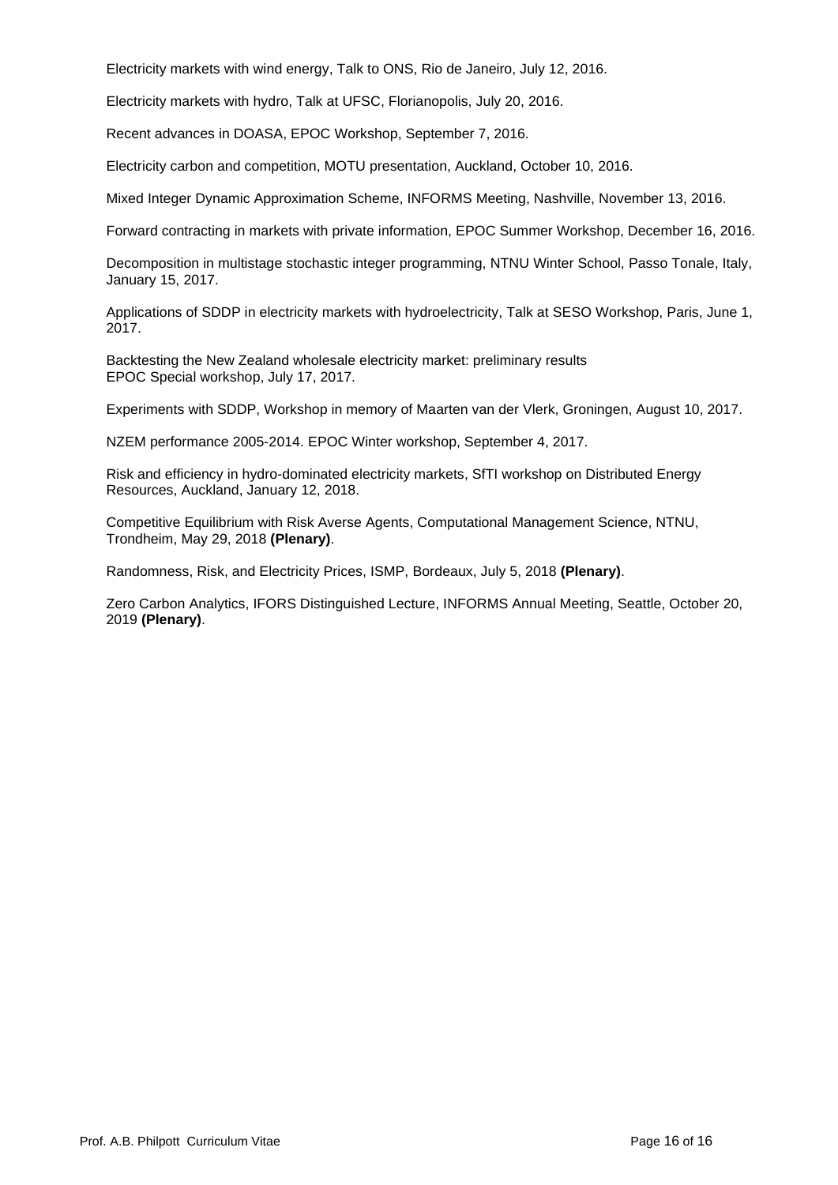Electricity markets with wind energy, Talk to ONS, Rio de Janeiro, July 12, 2016.

Electricity markets with hydro, Talk at UFSC, Florianopolis, July 20, 2016.

Recent advances in DOASA, EPOC Motwshop, September 7, 2016.

Electricity carbon and competition, MOTU presentation, Auckland, October 10, 2016.

Mixed Integer Dynamic Approximation Scheme, INFORMS Meeting, Nashville, November 13, 2016.

Forward contracting in markets with private information, EPOC Summer Workshop, December 16, 2016.

Decomposition in multistage stochastic integer programming, NTNU Winter School, Passo Tonale, Italy, January 15, 2017.

Applications of SDDP in electricity markets with hydroelectricity, Talk at SESO Workshop, Paris, June 1, 2017.

Backtesting the New Zealand wholesale electricity market: preliminary results
EPOC Special workshop, July 17, 2017.

Experiments with SDDP, Workshop in memory of Maarten van der Vlerk, Groningen, August 10, 2017.

NZEM performance 2005-2014. EPOC Winter workshop, September 4, 2017.

Risk and efficiency in hydro-dominated electricity markets, SfTI workshop on Distributed Energy Resources, Auckland, January 12, 2018.

Competitive Equilibrium with Risk Averse Agents, Computational Management Science, NTNU, Trondheim, May 29, 2018 **(Plenary)**.

Randomness, Risk, and Electricity Prices, ISMP, Bordeaux, July 5, 2018 **(Plenary)**.

Zero Carbon Analytics, IFORS Distinguished Lecture, INFORMS Annual Meeting, Seattle, October 20, 2019 **(Plenary)**.